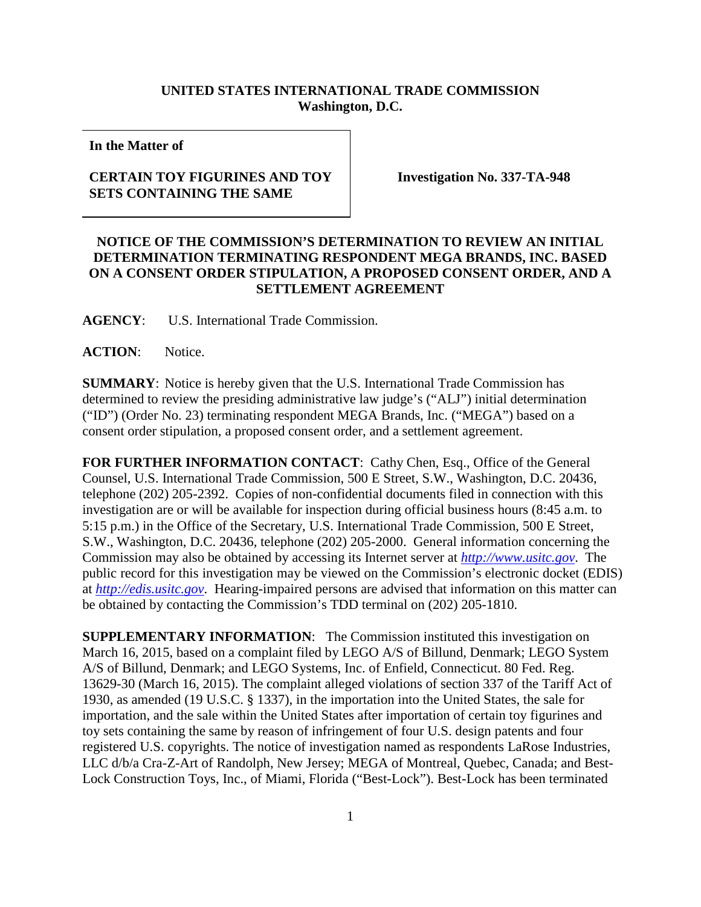**UNITED STATES INTERNATIONAL TRADE COMMISSION**
**Washington, D.C.**

| **In the Matter of** **CERTAIN TOY FIGURINES AND TOY SETS CONTAINING THE SAME** | **Investigation No. 337-TA-948** |
| --- | --- |

**NOTICE OF THE COMMISSION'S DETERMINATION TO REVIEW AN INITIAL DETERMINATION TERMINATING RESPONDENT MEGA BRANDS, INC. BASED ON A CONSENT ORDER STIPULATION, A PROPOSED CONSENT ORDER, AND A SETTLEMENT AGREEMENT**

**AGENCY**: U.S. International Trade Commission.

**ACTION**: Notice.

**SUMMARY**: Notice is hereby given that the U.S. International Trade Commission has determined to review the presiding administrative law judge's ("ALJ") initial determination ("ID") (Order No. 23) terminating respondent MEGA Brands, Inc. ("MEGA") based on a consent order stipulation, a proposed consent order, and a settlement agreement.

**FOR FURTHER INFORMATION CONTACT**: Cathy Chen, Esq., Office of the General Counsel, U.S. International Trade Commission, 500 E Street, S.W., Washington, D.C. 20436, telephone (202) 205-2392. Copies of non-confidential documents filed in connection with this investigation are or will be available for inspection during official business hours (8:45 a.m. to 5:15 p.m.) in the Office of the Secretary, U.S. International Trade Commission, 500 E Street, S.W., Washington, D.C. 20436, telephone (202) 205-2000. General information concerning the Commission may also be obtained by accessing its Internet server at *http://www.usitc.gov*. The public record for this investigation may be viewed on the Commission's electronic docket (EDIS) at *http://edis.usitc.gov*. Hearing-impaired persons are advised that information on this matter can be obtained by contacting the Commission's TDD terminal on (202) 205-1810.

**SUPPLEMENTARY INFORMATION**: The Commission instituted this investigation on March 16, 2015, based on a complaint filed by LEGO A/S of Billund, Denmark; LEGO System A/S of Billund, Denmark; and LEGO Systems, Inc. of Enfield, Connecticut. 80 Fed. Reg. 13629-30 (March 16, 2015). The complaint alleged violations of section 337 of the Tariff Act of 1930, as amended (19 U.S.C. § 1337), in the importation into the United States, the sale for importation, and the sale within the United States after importation of certain toy figurines and toy sets containing the same by reason of infringement of four U.S. design patents and four registered U.S. copyrights. The notice of investigation named as respondents LaRose Industries, LLC d/b/a Cra-Z-Art of Randolph, New Jersey; MEGA of Montreal, Quebec, Canada; and Best-Lock Construction Toys, Inc., of Miami, Florida ("Best-Lock"). Best-Lock has been terminated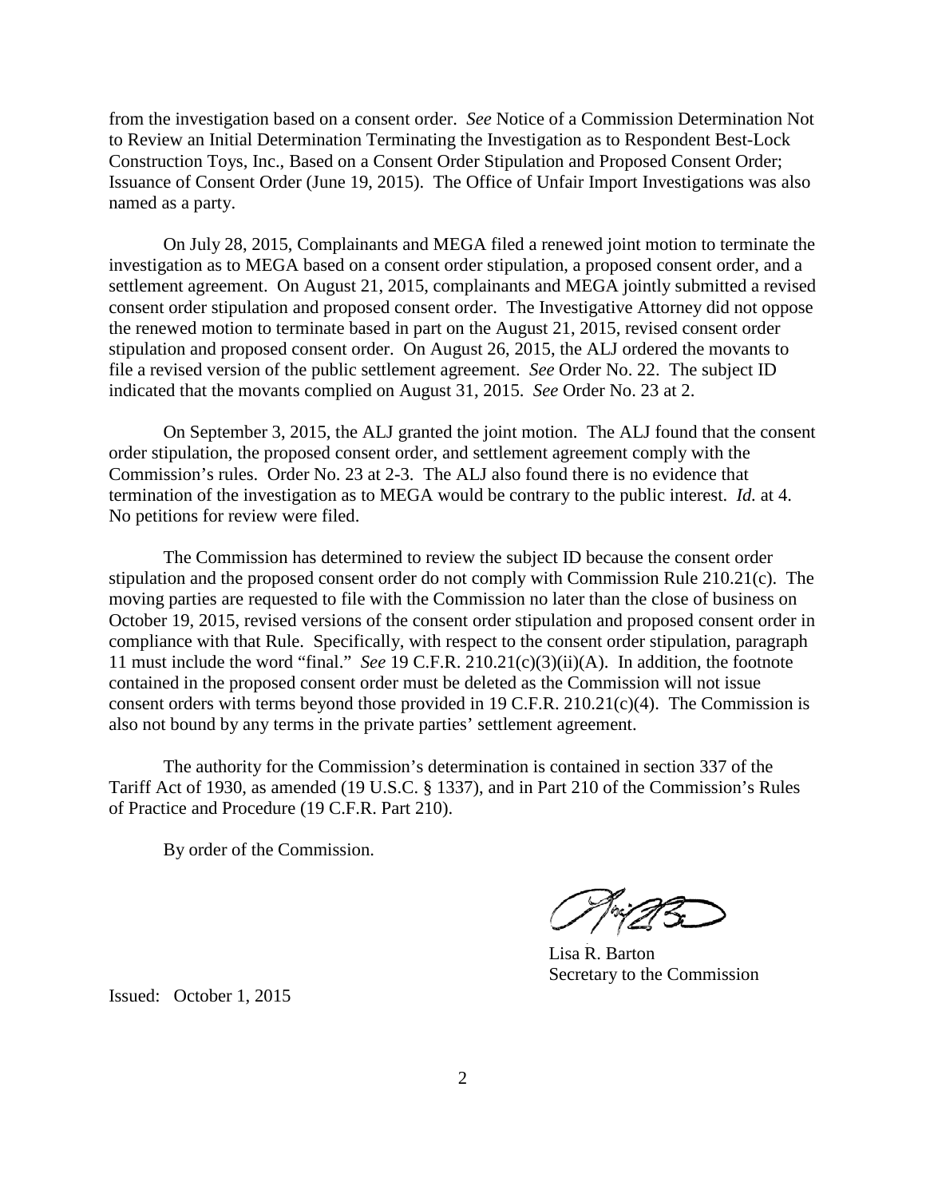from the investigation based on a consent order. *See* Notice of a Commission Determination Not to Review an Initial Determination Terminating the Investigation as to Respondent Best-Lock Construction Toys, Inc., Based on a Consent Order Stipulation and Proposed Consent Order; Issuance of Consent Order (June 19, 2015). The Office of Unfair Import Investigations was also named as a party.

On July 28, 2015, Complainants and MEGA filed a renewed joint motion to terminate the investigation as to MEGA based on a consent order stipulation, a proposed consent order, and a settlement agreement. On August 21, 2015, complainants and MEGA jointly submitted a revised consent order stipulation and proposed consent order. The Investigative Attorney did not oppose the renewed motion to terminate based in part on the August 21, 2015, revised consent order stipulation and proposed consent order. On August 26, 2015, the ALJ ordered the movants to file a revised version of the public settlement agreement. *See* Order No. 22. The subject ID indicated that the movants complied on August 31, 2015. *See* Order No. 23 at 2.

On September 3, 2015, the ALJ granted the joint motion. The ALJ found that the consent order stipulation, the proposed consent order, and settlement agreement comply with the Commission's rules. Order No. 23 at 2-3. The ALJ also found there is no evidence that termination of the investigation as to MEGA would be contrary to the public interest. *Id.* at 4. No petitions for review were filed.

The Commission has determined to review the subject ID because the consent order stipulation and the proposed consent order do not comply with Commission Rule 210.21(c). The moving parties are requested to file with the Commission no later than the close of business on October 19, 2015, revised versions of the consent order stipulation and proposed consent order in compliance with that Rule. Specifically, with respect to the consent order stipulation, paragraph 11 must include the word "final." *See* 19 C.F.R. 210.21(c)(3)(ii)(A). In addition, the footnote contained in the proposed consent order must be deleted as the Commission will not issue consent orders with terms beyond those provided in 19 C.F.R. 210.21(c)(4). The Commission is also not bound by any terms in the private parties' settlement agreement.

The authority for the Commission's determination is contained in section 337 of the Tariff Act of 1930, as amended (19 U.S.C. § 1337), and in Part 210 of the Commission's Rules of Practice and Procedure (19 C.F.R. Part 210).

By order of the Commission.

Lisa R. Barton
Secretary to the Commission

Issued: October 1, 2015